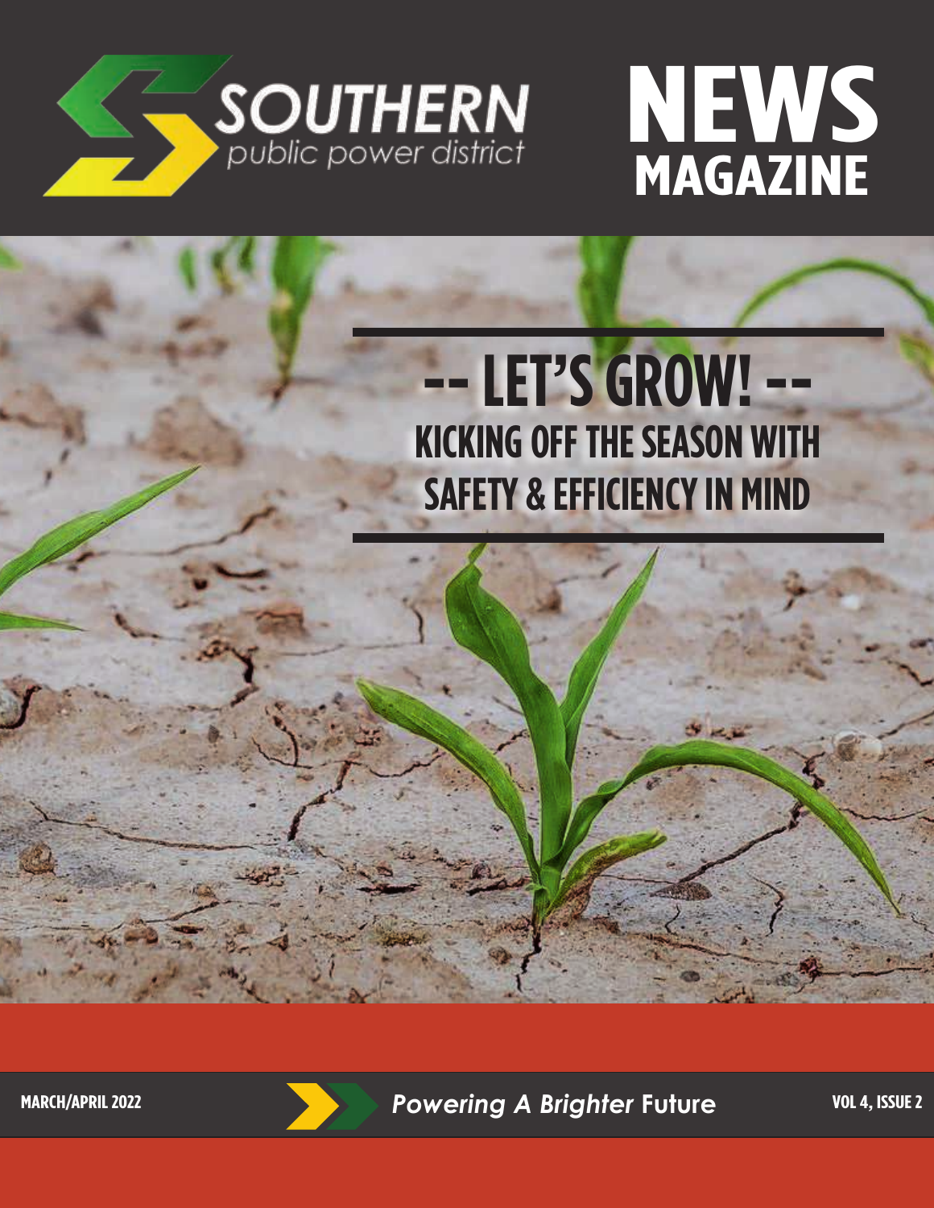# SOUTHERN
public power district

# NEWS MAGAZINE

## -- LET'S GROW! --

### KICKING OFF THE SEASON WITH SAFETY & EFFICIENCY IN MIND

MARCH/APRIL 2022

*Powering A Brighter* Future

VOL 4, ISSUE 2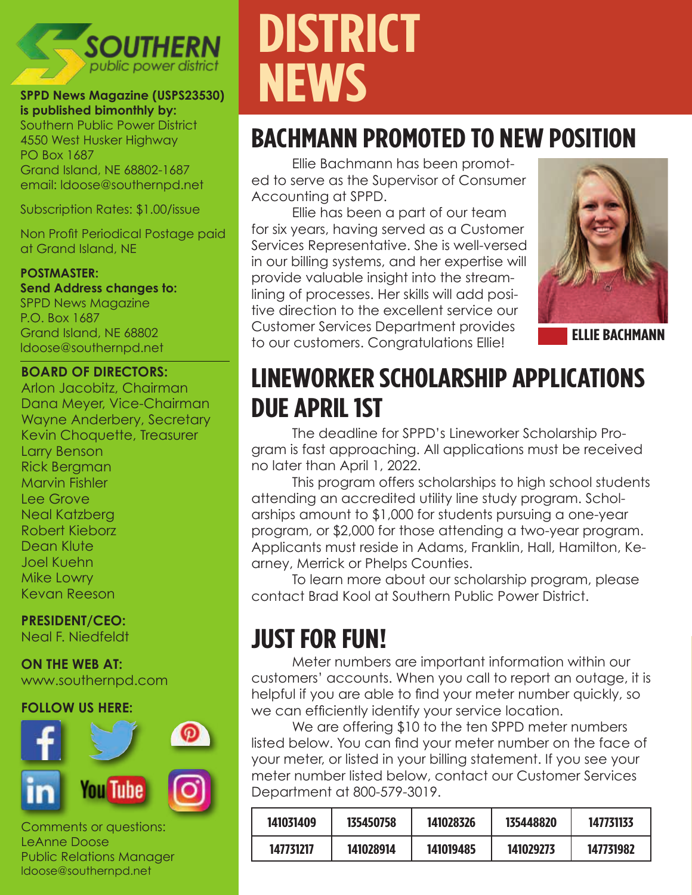**SPPD News Magazine (USPS23530) is published bimonthly by:**
Southern Public Power District
4550 West Husker Highway
PO Box 1687
Grand Island, NE 68802-1687
email: ldoose@southernpd.net

Subscription Rates: $1.00/issue

Non Profit Periodical Postage paid at Grand Island, NE

**POSTMASTER:**
**Send Address changes to:**
SPPD News Magazine
P.O. Box 1687
Grand Island, NE 68802
ldoose@southernpd.net

**BOARD OF DIRECTORS:**
Arlon Jacobitz, Chairman
Dana Meyer, Vice-Chairman
Wayne Anderbery, Secretary
Kevin Choquette, Treasurer
Larry Benson
Rick Bergman
Marvin Fishler
Lee Grove
Neal Katzberg
Robert Kieborz
Dean Klute
Joel Kuehn
Mike Lowry
Kevan Reeson

**PRESIDENT/CEO:**
Neal F. Niedfeldt

**ON THE WEB AT:**
www.southernpd.com

**FOLLOW US HERE:**

Comments or questions:
LeAnne Doose
Public Relations Manager
ldoose@southernpd.net

# DISTRICT NEWS

## BACHMANN PROMOTED TO NEW POSITION

Ellie Bachmann has been promoted to serve as the Supervisor of Consumer Accounting at SPPD.

Ellie has been a part of our team for six years, having served as a Customer Services Representative. She is well-versed in our billing systems, and her expertise will provide valuable insight into the streamlining of processes. Her skills will add positive direction to the excellent service our Customer Services Department provides to our customers. Congratulations Ellie!

ELLIE BACHMANN

## LINEWORKER SCHOLARSHIP APPLICATIONS DUE APRIL 1ST

The deadline for SPPD's Lineworker Scholarship Program is fast approaching. All applications must be received no later than April 1, 2022.

This program offers scholarships to high school students attending an accredited utility line study program. Scholarships amount to $1,000 for students pursuing a one-year program, or $2,000 for those attending a two-year program. Applicants must reside in Adams, Franklin, Hall, Hamilton, Kearney, Merrick or Phelps Counties.

To learn more about our scholarship program, please contact Brad Kool at Southern Public Power District.

## JUST FOR FUN!

Meter numbers are important information within our customers' accounts. When you call to report an outage, it is helpful if you are able to find your meter number quickly, so we can efficiently identify your service location.

We are offering $10 to the ten SPPD meter numbers listed below. You can find your meter number on the face of your meter, or listed in your billing statement. If you see your meter number listed below, contact our Customer Services Department at 800-579-3019.

| 141031409 | 135450758 | 141028326 | 135448820 | 147731133 |
|---|---|---|---|---|
| 147731217 | 141028914 | 141019485 | 141029273 | 147731982 |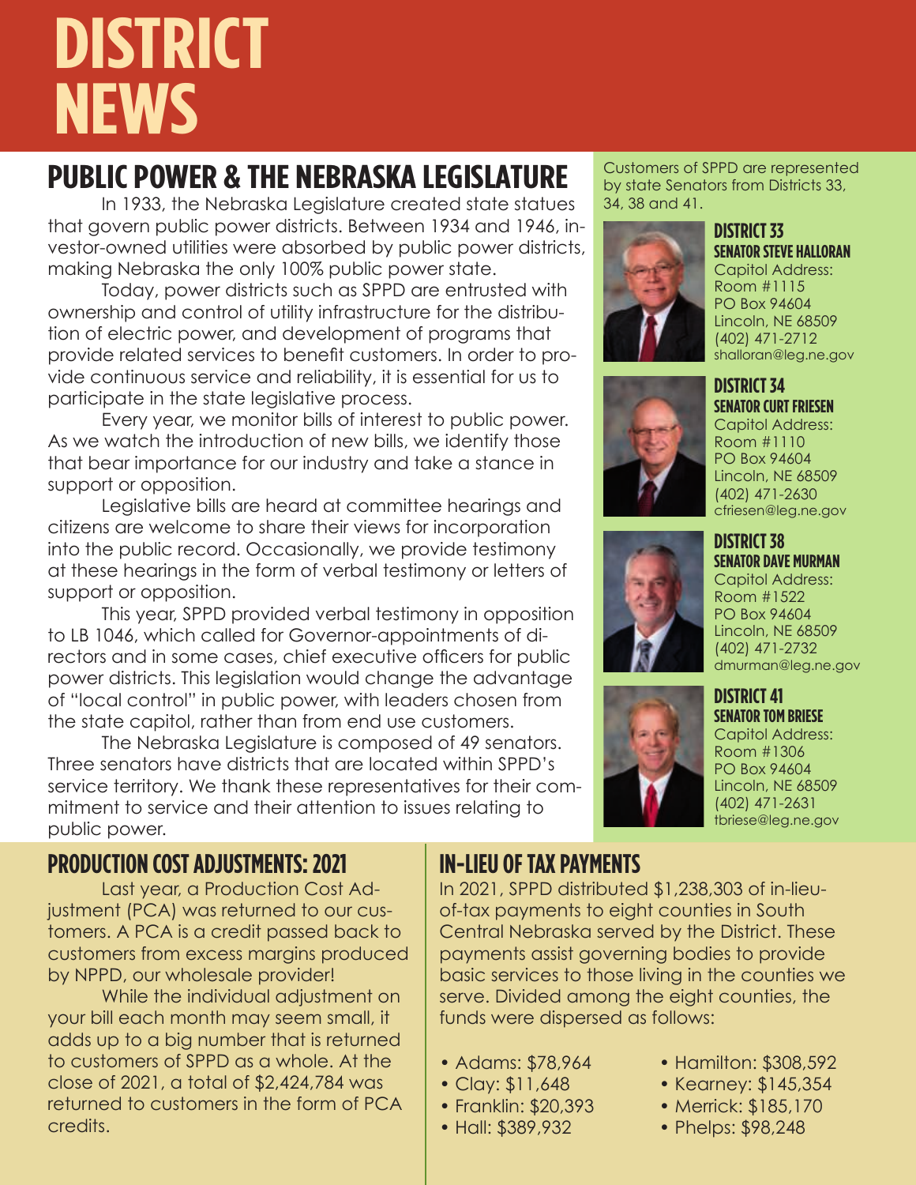# DISTRICT NEWS

## PUBLIC POWER & THE NEBRASKA LEGISLATURE

In 1933, the Nebraska Legislature created state statues that govern public power districts. Between 1934 and 1946, investor-owned utilities were absorbed by public power districts, making Nebraska the only 100% public power state.

Today, power districts such as SPPD are entrusted with ownership and control of utility infrastructure for the distribution of electric power, and development of programs that provide related services to benefit customers. In order to provide continuous service and reliability, it is essential for us to participate in the state legislative process.

Every year, we monitor bills of interest to public power. As we watch the introduction of new bills, we identify those that bear importance for our industry and take a stance in support or opposition.

Legislative bills are heard at committee hearings and citizens are welcome to share their views for incorporation into the public record. Occasionally, we provide testimony at these hearings in the form of verbal testimony or letters of support or opposition.

This year, SPPD provided verbal testimony in opposition to LB 1046, which called for Governor-appointments of directors and in some cases, chief executive officers for public power districts. This legislation would change the advantage of "local control" in public power, with leaders chosen from the state capitol, rather than from end use customers.

The Nebraska Legislature is composed of 49 senators. Three senators have districts that are located within SPPD's service territory. We thank these representatives for their commitment to service and their attention to issues relating to public power.

Customers of SPPD are represented by state Senators from Districts 33, 34, 38 and 41.

### DISTRICT 33
**SENATOR STEVE HALLORAN**
Capitol Address:
Room #1115
PO Box 94604
Lincoln, NE 68509
(402) 471-2712
shalloran@leg.ne.gov

### DISTRICT 34
**SENATOR CURT FRIESEN**
Capitol Address:
Room #1110
PO Box 94604
Lincoln, NE 68509
(402) 471-2630
cfriesen@leg.ne.gov

### DISTRICT 38
**SENATOR DAVE MURMAN**
Capitol Address:
Room #1522
PO Box 94604
Lincoln, NE 68509
(402) 471-2732
dmurman@leg.ne.gov

### DISTRICT 41
**SENATOR TOM BRIESE**
Capitol Address:
Room #1306
PO Box 94604
Lincoln, NE 68509
(402) 471-2631
tbriese@leg.ne.gov

## PRODUCTION COST ADJUSTMENTS: 2021

Last year, a Production Cost Adjustment (PCA) was returned to our customers. A PCA is a credit passed back to customers from excess margins produced by NPPD, our wholesale provider!

While the individual adjustment on your bill each month may seem small, it adds up to a big number that is returned to customers of SPPD as a whole. At the close of 2021, a total of $2,424,784 was returned to customers in the form of PCA credits.

## IN-LIEU OF TAX PAYMENTS

In 2021, SPPD distributed $1,238,303 of in-lieu-of-tax payments to eight counties in South Central Nebraska served by the District. These payments assist governing bodies to provide basic services to those living in the counties we serve. Divided among the eight counties, the funds were dispersed as follows:

- Adams: $78,964
- Clay: $11,648
- Franklin: $20,393
- Hall: $389,932
- Hamilton: $308,592
- Kearney: $145,354
- Merrick: $185,170
- Phelps: $98,248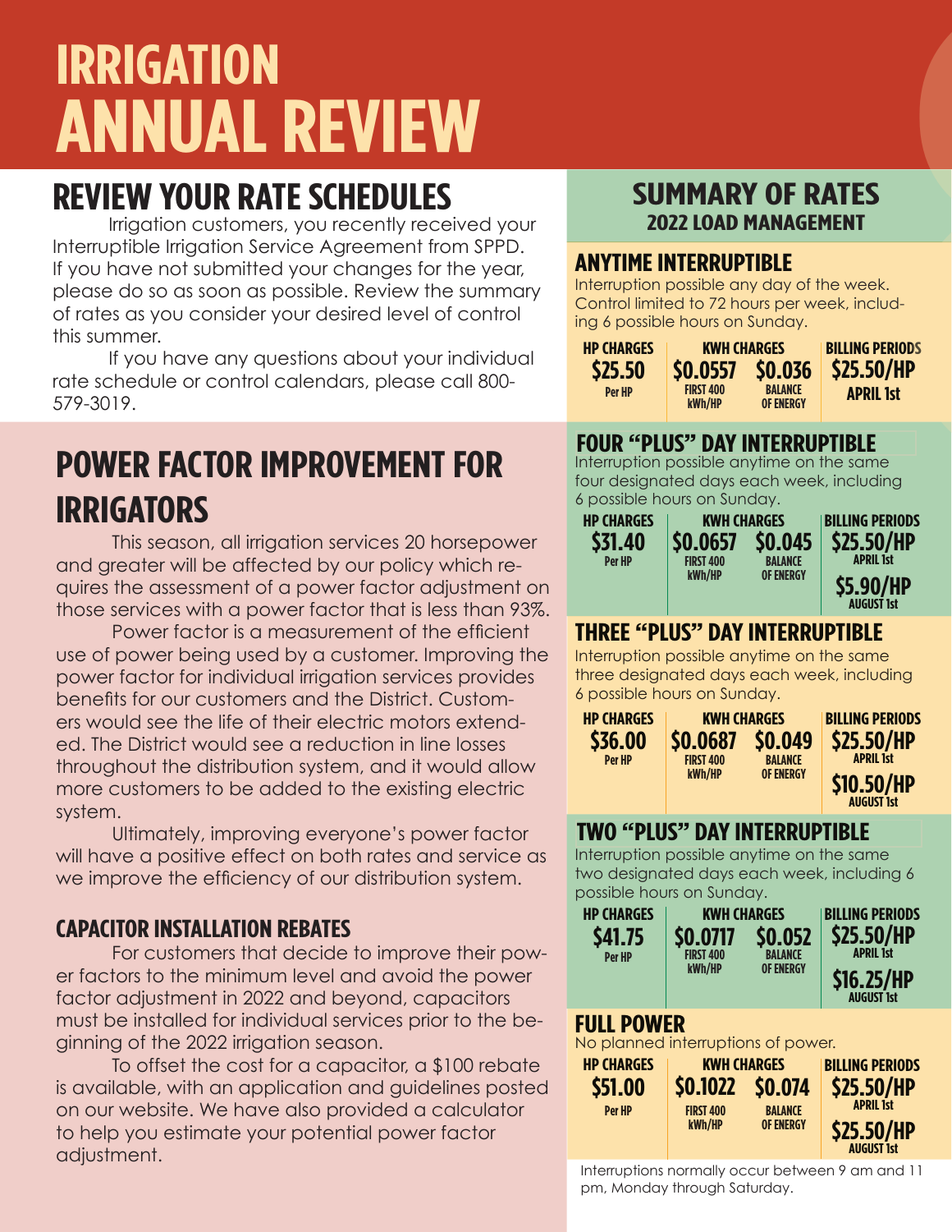# IRRIGATION ANNUAL REVIEW

## REVIEW YOUR RATE SCHEDULES

Irrigation customers, you recently received your Interruptible Irrigation Service Agreement from SPPD. If you have not submitted your changes for the year, please do so as soon as possible. Review the summary of rates as you consider your desired level of control this summer.

If you have any questions about your individual rate schedule or control calendars, please call 800-579-3019.

## POWER FACTOR IMPROVEMENT FOR IRRIGATORS

This season, all irrigation services 20 horsepower and greater will be affected by our policy which requires the assessment of a power factor adjustment on those services with a power factor that is less than 93%.

Power factor is a measurement of the efficient use of power being used by a customer. Improving the power factor for individual irrigation services provides benefits for our customers and the District. Customers would see the life of their electric motors extended. The District would see a reduction in line losses throughout the distribution system, and it would allow more customers to be added to the existing electric system.

Ultimately, improving everyone's power factor will have a positive effect on both rates and service as we improve the efficiency of our distribution system.

### CAPACITOR INSTALLATION REBATES

For customers that decide to improve their power factors to the minimum level and avoid the power factor adjustment in 2022 and beyond, capacitors must be installed for individual services prior to the beginning of the 2022 irrigation season.

To offset the cost for a capacitor, a $100 rebate is available, with an application and guidelines posted on our website. We have also provided a calculator to help you estimate your potential power factor adjustment.

## SUMMARY OF RATES

### 2022 LOAD MANAGEMENT

#### ANYTIME INTERRUPTIBLE

Interruption possible any day of the week. Control limited to 72 hours per week, including 6 possible hours on Sunday.

| HP CHARGES | KWH CHARGES | | BILLING PERIODS |
|---|---|---|---|
| $25.50 Per HP | $0.0557 FIRST 400 kWh/HP | $0.036 BALANCE OF ENERGY | $25.50/HP APRIL 1st |

#### FOUR "PLUS" DAY INTERRUPTIBLE

Interruption possible anytime on the same four designated days each week, including 6 possible hours on Sunday.

| HP CHARGES | KWH CHARGES | | BILLING PERIODS |
|---|---|---|---|
| $31.40 Per HP | $0.0657 FIRST 400 kWh/HP | $0.045 BALANCE OF ENERGY | $25.50/HP APRIL 1st; $5.90/HP AUGUST 1st |

#### THREE "PLUS" DAY INTERRUPTIBLE

Interruption possible anytime on the same three designated days each week, including 6 possible hours on Sunday.

| HP CHARGES | KWH CHARGES | | BILLING PERIODS |
|---|---|---|---|
| $36.00 Per HP | $0.0687 FIRST 400 kWh/HP | $0.049 BALANCE OF ENERGY | $25.50/HP APRIL 1st; $10.50/HP AUGUST 1st |

#### TWO "PLUS" DAY INTERRUPTIBLE

Interruption possible anytime on the same two designated days each week, including 6 possible hours on Sunday.

| HP CHARGES | KWH CHARGES | | BILLING PERIODS |
|---|---|---|---|
| $41.75 Per HP | $0.0717 FIRST 400 kWh/HP | $0.052 BALANCE OF ENERGY | $25.50/HP APRIL 1st; $16.25/HP AUGUST 1st |

#### FULL POWER

No planned interruptions of power.

| HP CHARGES | KWH CHARGES | | BILLING PERIODS |
|---|---|---|---|
| $51.00 Per HP | $0.1022 FIRST 400 kWh/HP | $0.074 BALANCE OF ENERGY | $25.50/HP APRIL 1st; $25.50/HP AUGUST 1st |

Interruptions normally occur between 9 am and 11 pm, Monday through Saturday.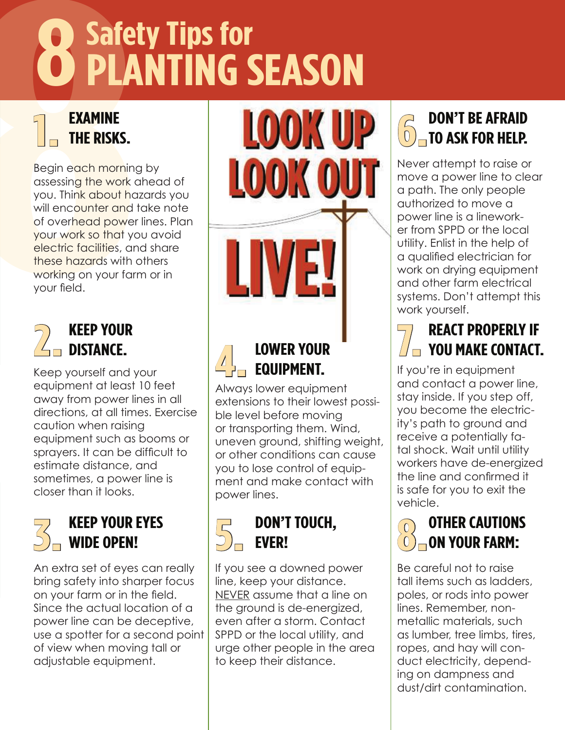# 8 Safety Tips for PLANTING SEASON

## 1. EXAMINE THE RISKS.

Begin each morning by assessing the work ahead of you. Think about hazards you will encounter and take note of overhead power lines. Plan your work so that you avoid electric facilities, and share these hazards with others working on your farm or in your field.

## 2. KEEP YOUR DISTANCE.

Keep yourself and your equipment at least 10 feet away from power lines in all directions, at all times. Exercise caution when raising equipment such as booms or sprayers. It can be difficult to estimate distance, and sometimes, a power line is closer than it looks.

## 3. KEEP YOUR EYES WIDE OPEN!

An extra set of eyes can really bring safety into sharper focus on your farm or in the field. Since the actual location of a power line can be deceptive, use a spotter for a second point of view when moving tall or adjustable equipment.

LOOK UP
LOOK OUT
LIVE!

## 4. LOWER YOUR EQUIPMENT.

Always lower equipment extensions to their lowest possible level before moving or transporting them. Wind, uneven ground, shifting weight, or other conditions can cause you to lose control of equipment and make contact with power lines.

## 5. DON'T TOUCH, EVER!

If you see a downed power line, keep your distance. NEVER assume that a line on the ground is de-energized, even after a storm. Contact SPPD or the local utility, and urge other people in the area to keep their distance.

## 6. DON'T BE AFRAID TO ASK FOR HELP.

Never attempt to raise or move a power line to clear a path. The only people authorized to move a power line is a lineworker from SPPD or the local utility. Enlist in the help of a qualified electrician for work on drying equipment and other farm electrical systems. Don't attempt this work yourself.

## 7. REACT PROPERLY IF YOU MAKE CONTACT.

If you're in equipment and contact a power line, stay inside. If you step off, you become the electricity's path to ground and receive a potentially fatal shock. Wait until utility workers have de-energized the line and confirmed it is safe for you to exit the vehicle.

## 8. OTHER CAUTIONS ON YOUR FARM:

Be careful not to raise tall items such as ladders, poles, or rods into power lines. Remember, non-metallic materials, such as lumber, tree limbs, tires, ropes, and hay will conduct electricity, depending on dampness and dust/dirt contamination.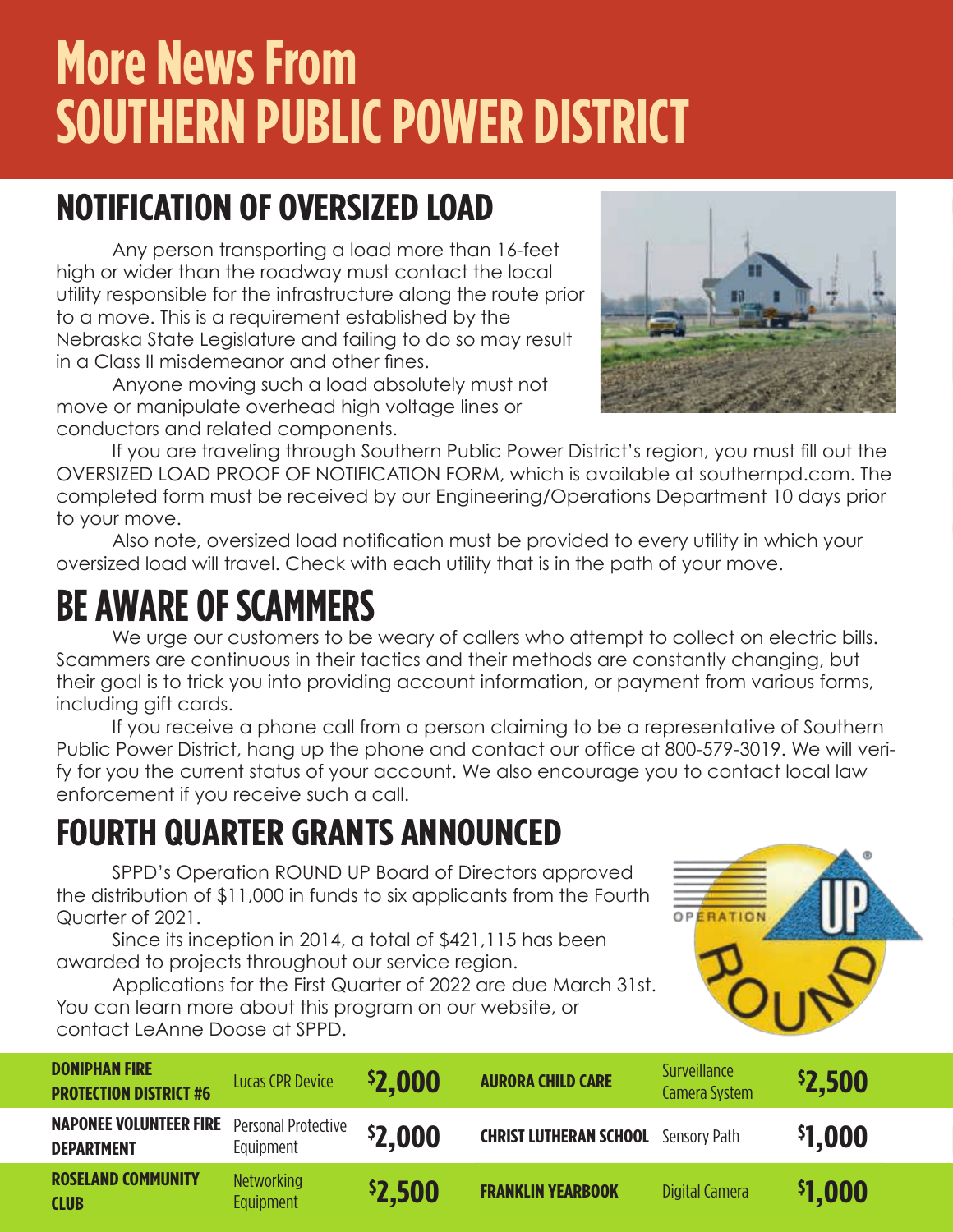# More News From SOUTHERN PUBLIC POWER DISTRICT

## NOTIFICATION OF OVERSIZED LOAD

Any person transporting a load more than 16-feet high or wider than the roadway must contact the local utility responsible for the infrastructure along the route prior to a move. This is a requirement established by the Nebraska State Legislature and failing to do so may result in a Class II misdemeanor and other fines.

Anyone moving such a load absolutely must not move or manipulate overhead high voltage lines or conductors and related components.

If you are traveling through Southern Public Power District's region, you must fill out the OVERSIZED LOAD PROOF OF NOTIFICATION FORM, which is available at southernpd.com. The completed form must be received by our Engineering/Operations Department 10 days prior to your move.

Also note, oversized load notification must be provided to every utility in which your oversized load will travel. Check with each utility that is in the path of your move.

## BE AWARE OF SCAMMERS

We urge our customers to be weary of callers who attempt to collect on electric bills. Scammers are continuous in their tactics and their methods are constantly changing, but their goal is to trick you into providing account information, or payment from various forms, including gift cards.

If you receive a phone call from a person claiming to be a representative of Southern Public Power District, hang up the phone and contact our office at 800-579-3019. We will verify for you the current status of your account. We also encourage you to contact local law enforcement if you receive such a call.

## FOURTH QUARTER GRANTS ANNOUNCED

SPPD's Operation ROUND UP Board of Directors approved the distribution of $11,000 in funds to six applicants from the Fourth Quarter of 2021.

Since its inception in 2014, a total of $421,115 has been awarded to projects throughout our service region.

Applications for the First Quarter of 2022 are due March 31st. You can learn more about this program on our website, or contact LeAnne Doose at SPPD.

| Recipient | Project | Amount | Recipient | Project | Amount |
|---|---|---|---|---|---|
| **DONIPHAN FIRE PROTECTION DISTRICT #6** | Lucas CPR Device | $2,000 | **AURORA CHILD CARE** | Surveillance Camera System | $2,500 |
| **NAPONEE VOLUNTEER FIRE DEPARTMENT** | Personal Protective Equipment | $2,000 | **CHRIST LUTHERAN SCHOOL** | Sensory Path | $1,000 |
| **ROSELAND COMMUNITY CLUB** | Networking Equipment | $2,500 | **FRANKLIN YEARBOOK** | Digital Camera | $1,000 |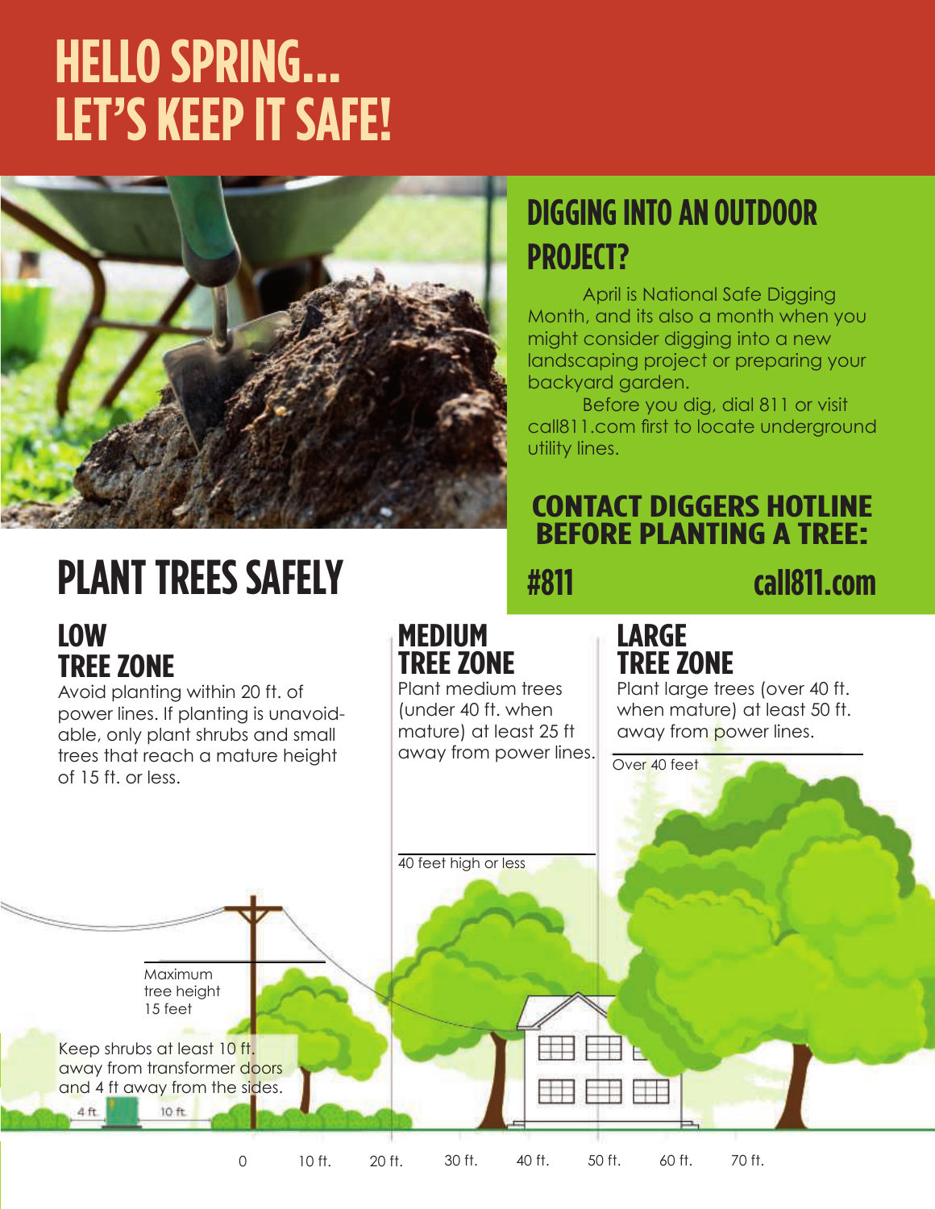# HELLO SPRING... LET'S KEEP IT SAFE!

## DIGGING INTO AN OUTDOOR PROJECT?

April is National Safe Digging Month, and its also a month when you might consider digging into a new landscaping project or preparing your backyard garden.

Before you dig, dial 811 or visit call811.com first to locate underground utility lines.

### CONTACT DIGGERS HOTLINE BEFORE PLANTING A TREE:

**#811** **call811.com**

## PLANT TREES SAFELY

### LOW TREE ZONE

Avoid planting within 20 ft. of power lines. If planting is unavoidable, only plant shrubs and small trees that reach a mature height of 15 ft. or less.

### MEDIUM TREE ZONE

Plant medium trees (under 40 ft. when mature) at least 25 ft away from power lines.

### LARGE TREE ZONE

Plant large trees (over 40 ft. when mature) at least 50 ft. away from power lines.

Over 40 feet

40 feet high or less

Maximum tree height 15 feet

Keep shrubs at least 10 ft. away from transformer doors and 4 ft away from the sides.

4 ft. 10 ft.

0 10 ft. 20 ft. 30 ft. 40 ft. 50 ft. 60 ft. 70 ft.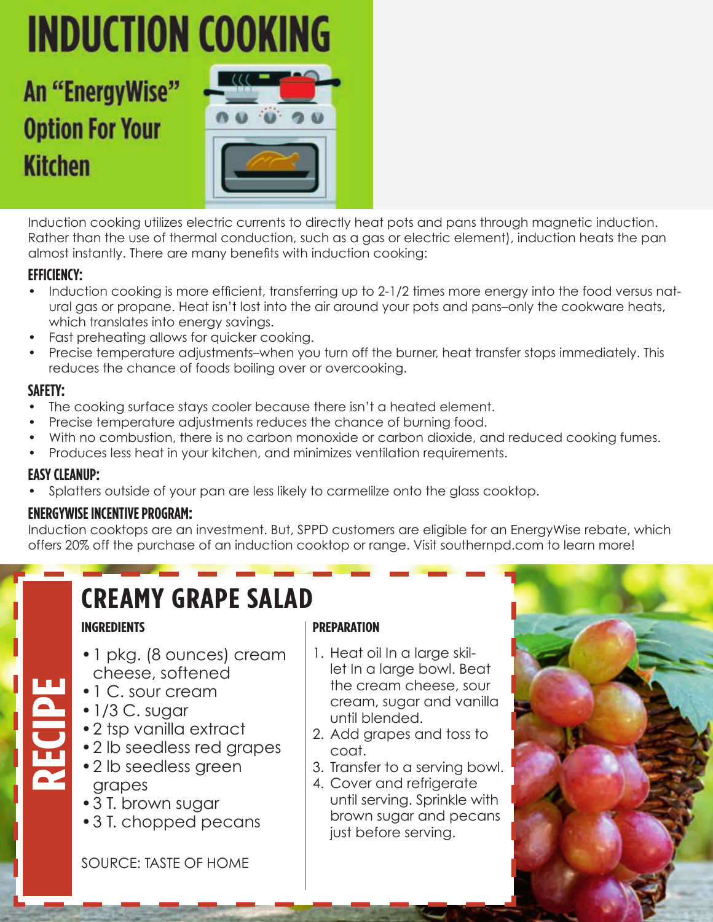# INDUCTION COOKING

## An "EnergyWise" Option For Your Kitchen

Induction cooking utilizes electric currents to directly heat pots and pans through magnetic induction. Rather than the use of thermal conduction, such as a gas or electric element), induction heats the pan almost instantly. There are many benefits with induction cooking:

### EFFICIENCY:

- Induction cooking is more efficient, transferring up to 2-1/2 times more energy into the food versus natural gas or propane. Heat isn't lost into the air around your pots and pans–only the cookware heats, which translates into energy savings.
- Fast preheating allows for quicker cooking.
- Precise temperature adjustments–when you turn off the burner, heat transfer stops immediately. This reduces the chance of foods boiling over or overcooking.

### SAFETY:

- The cooking surface stays cooler because there isn't a heated element.
- Precise temperature adjustments reduces the chance of burning food.
- With no combustion, there is no carbon monoxide or carbon dioxide, and reduced cooking fumes.
- Produces less heat in your kitchen, and minimizes ventilation requirements.

### EASY CLEANUP:

- Splatters outside of your pan are less likely to carmelilze onto the glass cooktop.

### ENERGYWISE INCENTIVE PROGRAM:

Induction cooktops are an investment. But, SPPD customers are eligible for an EnergyWise rebate, which offers 20% off the purchase of an induction cooktop or range. Visit southernpd.com to learn more!

RECIPE

## CREAMY GRAPE SALAD

### INGREDIENTS

- 1 pkg. (8 ounces) cream cheese, softened
- 1 C. sour cream
- 1/3 C. sugar
- 2 tsp vanilla extract
- 2 lb seedless red grapes
- 2 lb seedless green grapes
- 3 T. brown sugar
- 3 T. chopped pecans

SOURCE: TASTE OF HOME

### PREPARATION

1. Heat oil In a large skillet In a large bowl. Beat the cream cheese, sour cream, sugar and vanilla until blended.
2. Add grapes and toss to coat.
3. Transfer to a serving bowl.
4. Cover and refrigerate until serving. Sprinkle with brown sugar and pecans just before serving.